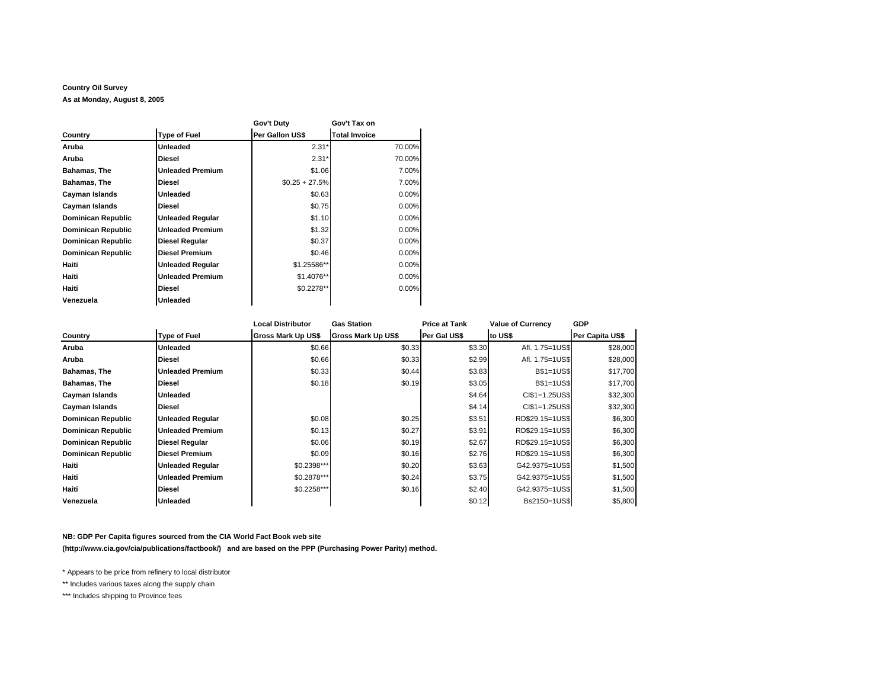**Country Oil Survey**

**As at Monday, August 8, 2005**

| Country | Type of Fuel | Gov't Duty Per Gallon US$ | Gov't Tax on Total Invoice |
|---|---|---|---|
| **Aruba** | **Unleaded** | 2.31* | 70.00% |
| **Aruba** | **Diesel** | 2.31* | 70.00% |
| **Bahamas, The** | **Unleaded Premium** | $1.06 | 7.00% |
| **Bahamas, The** | **Diesel** | $0.25 + 27.5% | 7.00% |
| **Cayman Islands** | **Unleaded** | $0.63 | 0.00% |
| **Cayman Islands** | **Diesel** | $0.75 | 0.00% |
| **Dominican Republic** | **Unleaded Regular** | $1.10 | 0.00% |
| **Dominican Republic** | **Unleaded Premium** | $1.32 | 0.00% |
| **Dominican Republic** | **Diesel Regular** | $0.37 | 0.00% |
| **Dominican Republic** | **Diesel Premium** | $0.46 | 0.00% |
| **Haiti** | **Unleaded Regular** | $1.25586** | 0.00% |
| **Haiti** | **Unleaded Premium** | $1.4076** | 0.00% |
| **Haiti** | **Diesel** | $0.2278** | 0.00% |
| **Venezuela** | **Unleaded** | | |

| Country | Type of Fuel | Local Distributor Gross Mark Up US$ | Gas Station Gross Mark Up US$ | Price at Tank Per Gal US$ | Value of Currency to US$ | GDP Per Capita US$ |
|---|---|---|---|---|---|---|
| **Aruba** | **Unleaded** | $0.66 | $0.33 | $3.30 | Afl. 1.75=1US$ | $28,000 |
| **Aruba** | **Diesel** | $0.66 | $0.33 | $2.99 | Afl. 1.75=1US$ | $28,000 |
| **Bahamas, The** | **Unleaded Premium** | $0.33 | $0.44 | $3.83 | B$1=1US$ | $17,700 |
| **Bahamas, The** | **Diesel** | $0.18 | $0.19 | $3.05 | B$1=1US$ | $17,700 |
| **Cayman Islands** | **Unleaded** | | | $4.64 | CI$1=1.25US$ | $32,300 |
| **Cayman Islands** | **Diesel** | | | $4.14 | CI$1=1.25US$ | $32,300 |
| **Dominican Republic** | **Unleaded Regular** | $0.08 | $0.25 | $3.51 | RD$29.15=1US$ | $6,300 |
| **Dominican Republic** | **Unleaded Premium** | $0.13 | $0.27 | $3.91 | RD$29.15=1US$ | $6,300 |
| **Dominican Republic** | **Diesel Regular** | $0.06 | $0.19 | $2.67 | RD$29.15=1US$ | $6,300 |
| **Dominican Republic** | **Diesel Premium** | $0.09 | $0.16 | $2.76 | RD$29.15=1US$ | $6,300 |
| **Haiti** | **Unleaded Regular** | $0.2398*** | $0.20 | $3.63 | G42.9375=1US$ | $1,500 |
| **Haiti** | **Unleaded Premium** | $0.2878*** | $0.24 | $3.75 | G42.9375=1US$ | $1,500 |
| **Haiti** | **Diesel** | $0.2258*** | $0.16 | $2.40 | G42.9375=1US$ | $1,500 |
| **Venezuela** | **Unleaded** | | | $0.12 | Bs2150=1US$ | $5,800 |

**NB: GDP Per Capita figures sourced from the CIA World Fact Book web site (http://www.cia.gov/cia/publications/factbook/) and are based on the PPP (Purchasing Power Parity) method.**

\* Appears to be price from refinery to local distributor

\*\* Includes various taxes along the supply chain

\*\*\* Includes shipping to Province fees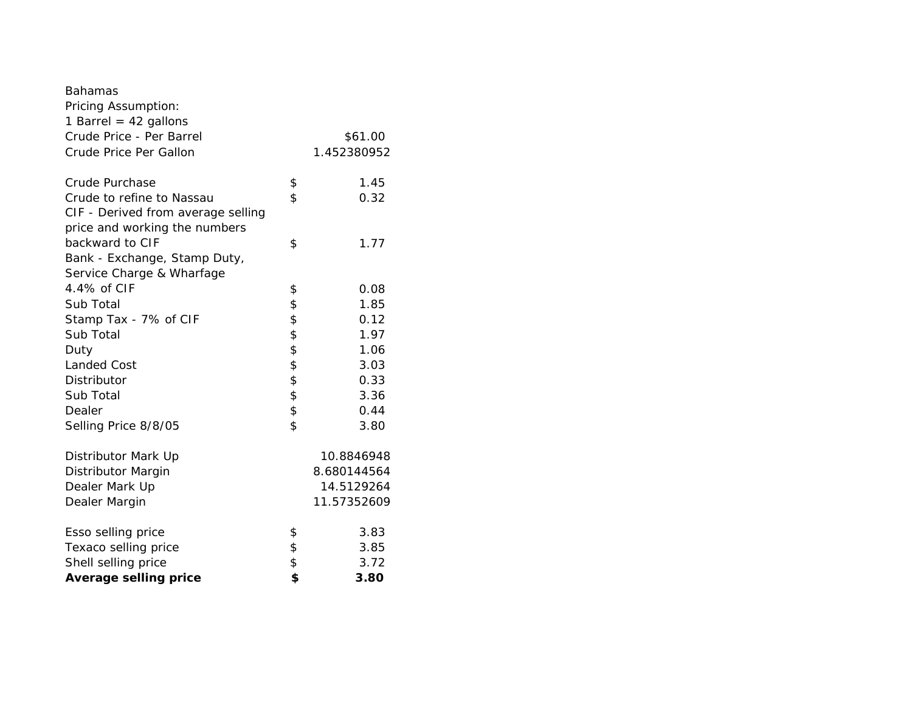Bahamas

Pricing Assumption:

1 Barrel = 42 gallons

| | | |
|---|---|---|
| Crude Price - Per Barrel | | $61.00 |
| Crude Price Per Gallon | | 1.452380952 |
| | | |
| Crude Purchase | $ | 1.45 |
| Crude to refine to Nassau | $ | 0.32 |
| CIF - Derived from average selling price and working the numbers backward to CIF | $ | 1.77 |
| Bank - Exchange, Stamp Duty, Service Charge & Wharfage 4.4% of CIF | $ | 0.08 |
| Sub Total | $ | 1.85 |
| Stamp Tax - 7% of CIF | $ | 0.12 |
| Sub Total | $ | 1.97 |
| Duty | $ | 1.06 |
| Landed Cost | $ | 3.03 |
| Distributor | $ | 0.33 |
| Sub Total | $ | 3.36 |
| Dealer | $ | 0.44 |
| Selling Price 8/8/05 | $ | 3.80 |
| | | |
| Distributor Mark Up | | 10.8846948 |
| Distributor Margin | | 8.680144564 |
| Dealer Mark Up | | 14.5129264 |
| Dealer Margin | | 11.57352609 |
| | | |
| Esso selling price | $ | 3.83 |
| Texaco selling price | $ | 3.85 |
| Shell selling price | $ | 3.72 |
| **Average selling price** | **$** | **3.80** |